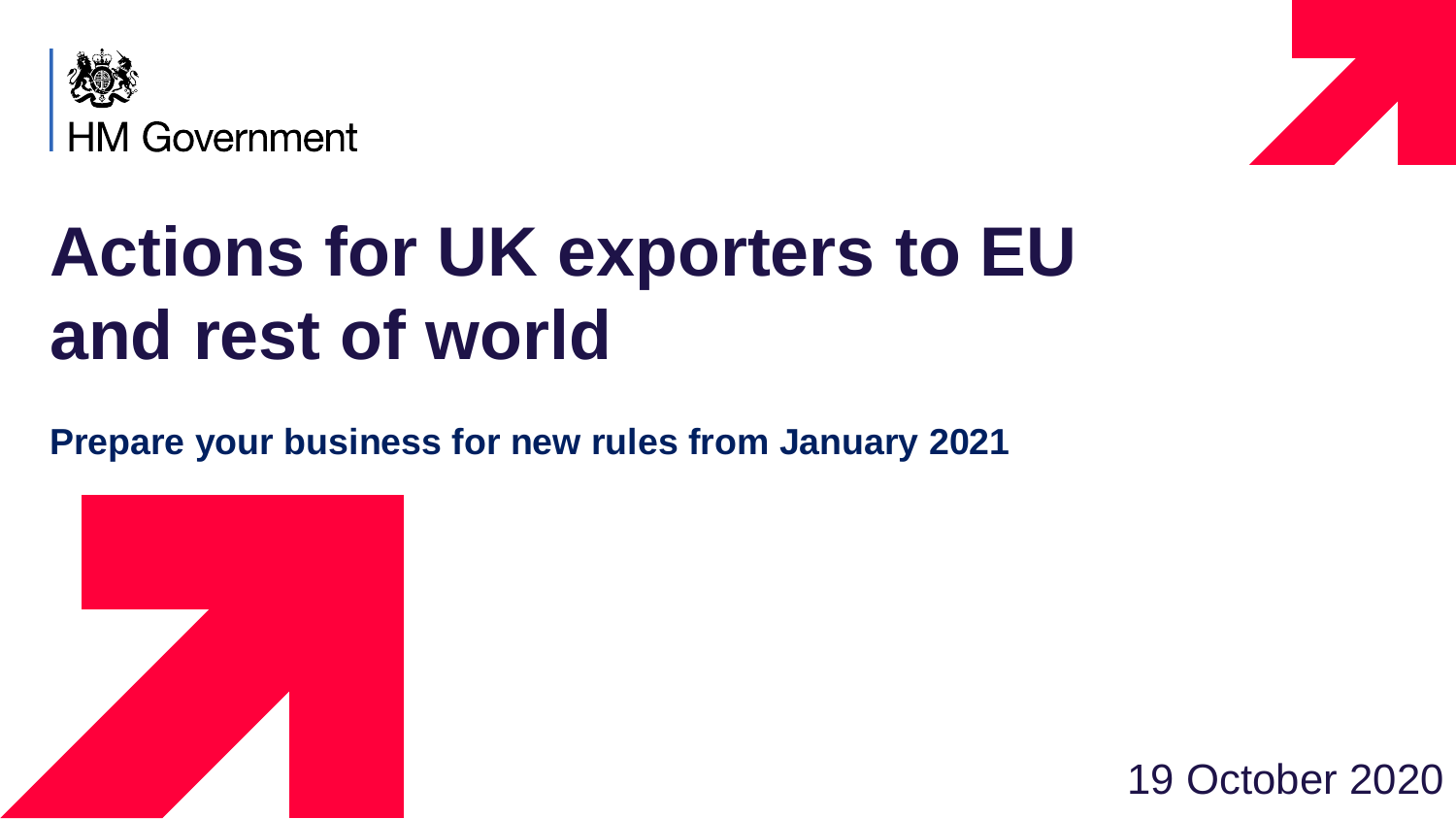HM Government

# Actions for UK exporters to EU and rest of world

**Prepare your business for new rules from January 2021**

19 October 2020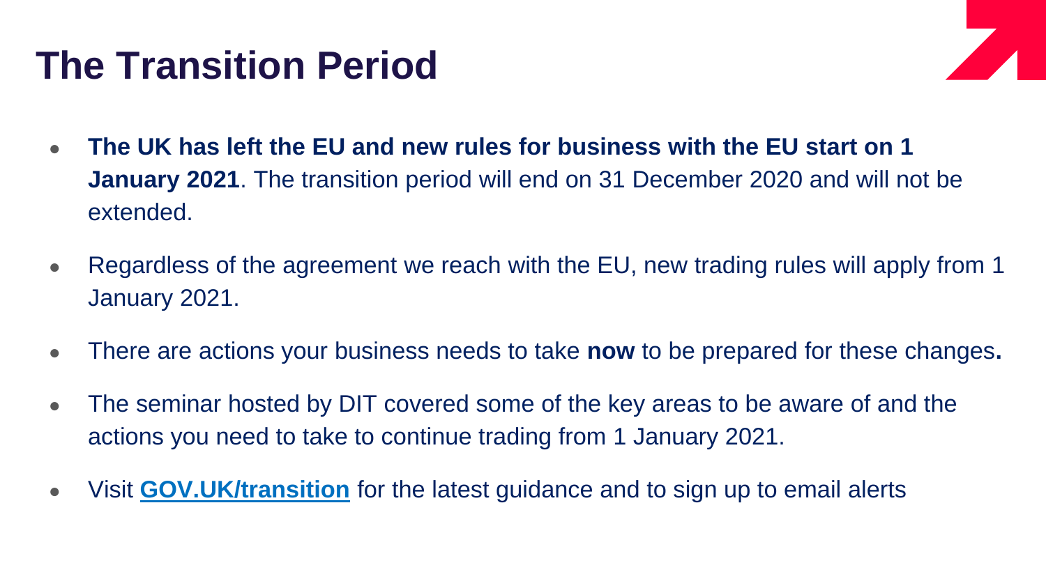# The Transition Period

- **The UK has left the EU and new rules for business with the EU start on 1 January 2021**. The transition period will end on 31 December 2020 and will not be extended.
- Regardless of the agreement we reach with the EU, new trading rules will apply from 1 January 2021.
- There are actions your business needs to take **now** to be prepared for these changes**.**
- The seminar hosted by DIT covered some of the key areas to be aware of and the actions you need to take to continue trading from 1 January 2021.
- Visit **GOV.UK/transition** for the latest guidance and to sign up to email alerts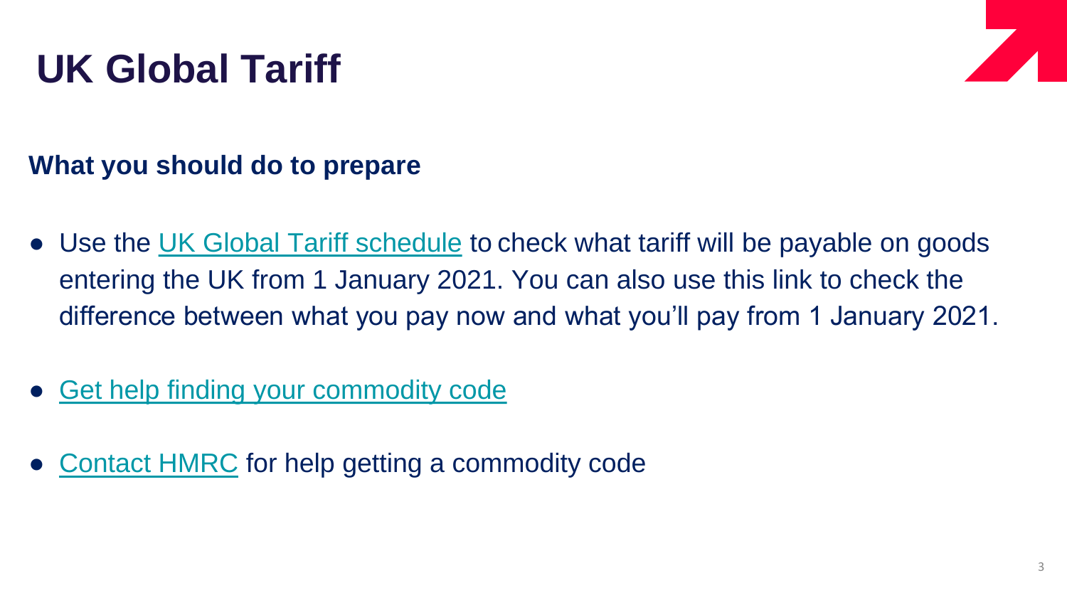# UK Global Tariff

## What you should do to prepare

- Use the UK Global Tariff schedule to check what tariff will be payable on goods entering the UK from 1 January 2021. You can also use this link to check the difference between what you pay now and what you'll pay from 1 January 2021.
- Get help finding your commodity code
- Contact HMRC for help getting a commodity code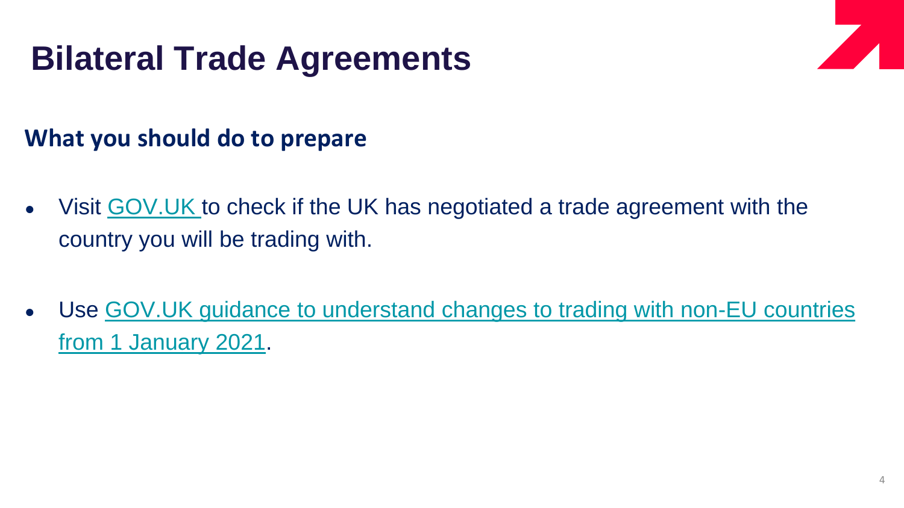# Bilateral Trade Agreements

## What you should do to prepare

- Visit GOV.UK to check if the UK has negotiated a trade agreement with the country you will be trading with.
- Use GOV.UK guidance to understand changes to trading with non-EU countries from 1 January 2021.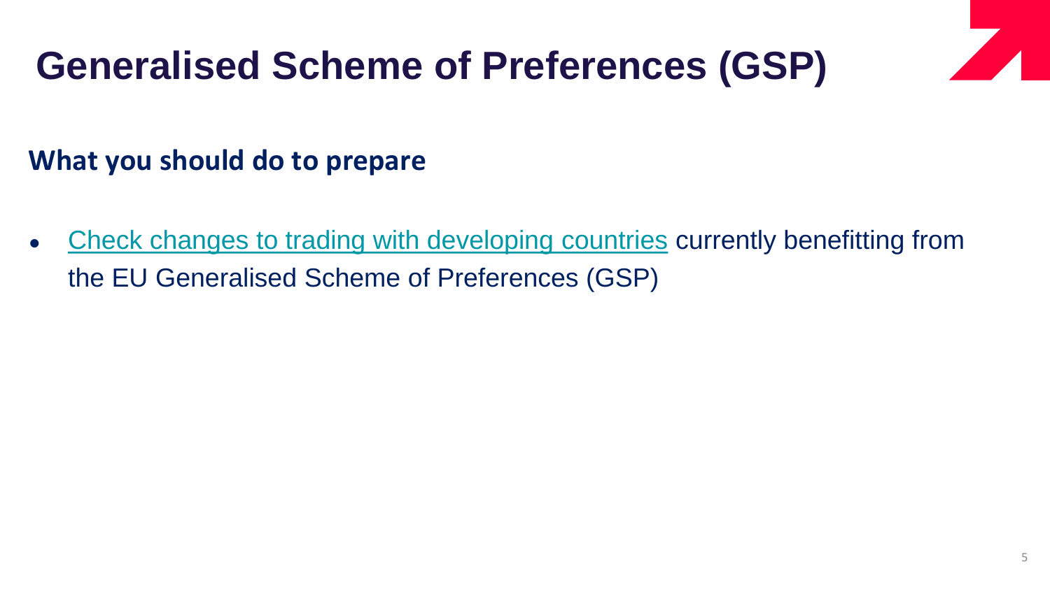# Generalised Scheme of Preferences (GSP)

## What you should do to prepare

- Check changes to trading with developing countries currently benefitting from the EU Generalised Scheme of Preferences (GSP)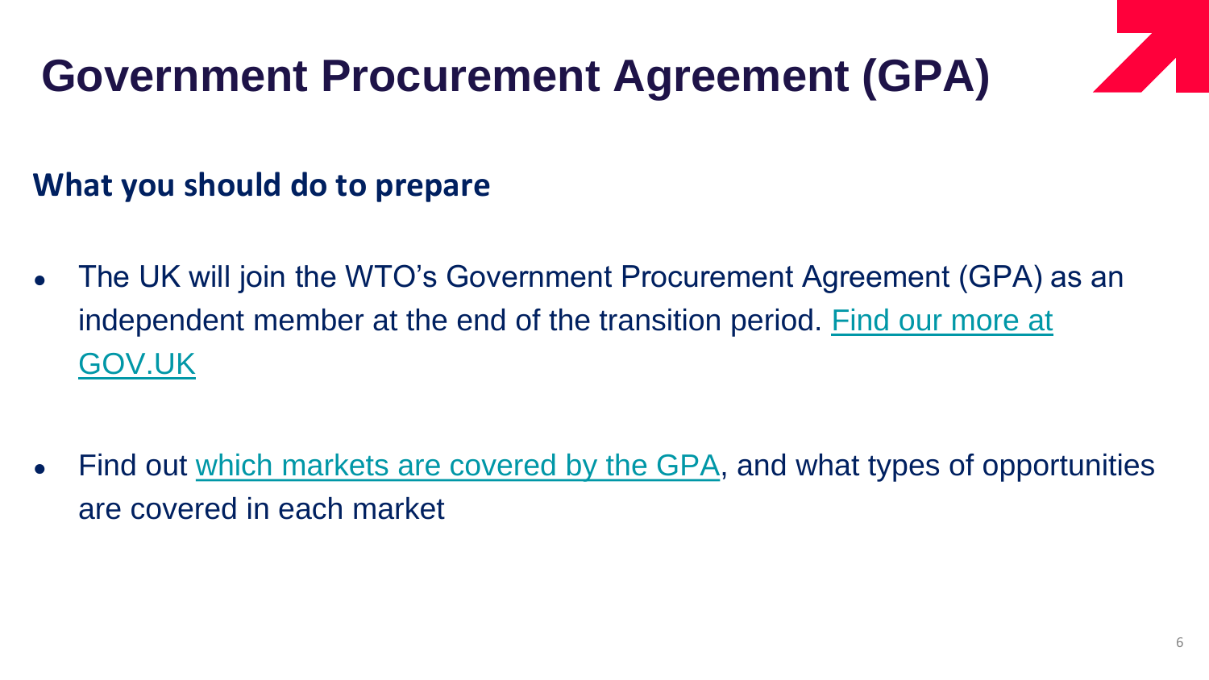# Government Procurement Agreement (GPA)

## What you should do to prepare

- The UK will join the WTO's Government Procurement Agreement (GPA) as an independent member at the end of the transition period. Find our more at GOV.UK

- Find out which markets are covered by the GPA, and what types of opportunities are covered in each market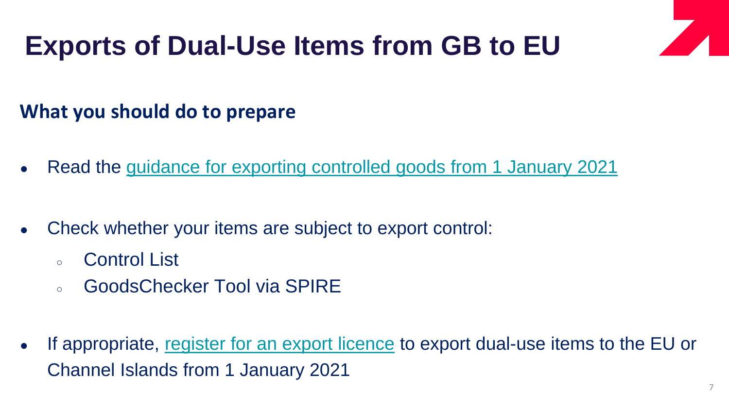# Exports of Dual-Use Items from GB to EU

## What you should do to prepare

- Read the guidance for exporting controlled goods from 1 January 2021
- Check whether your items are subject to export control:
  - Control List
  - GoodsChecker Tool via SPIRE
- If appropriate, register for an export licence to export dual-use items to the EU or Channel Islands from 1 January 2021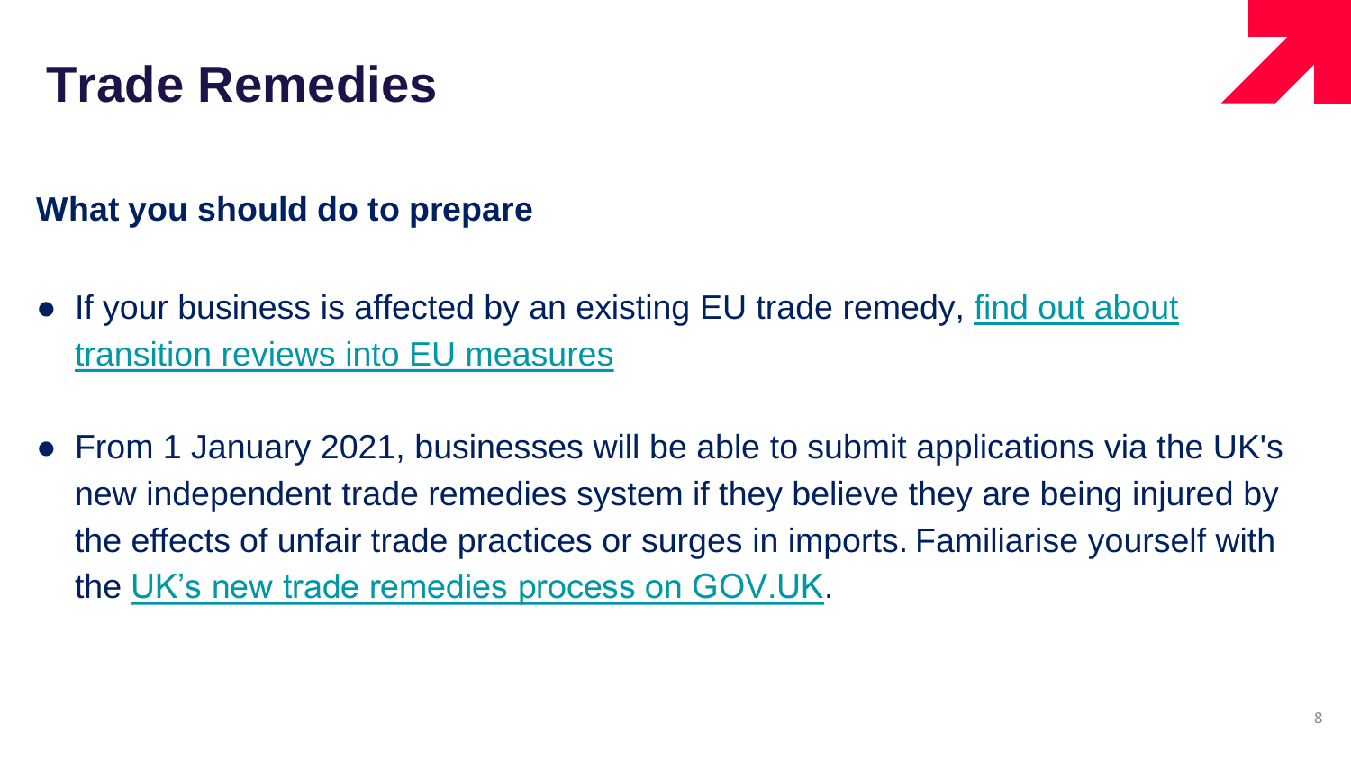# Trade Remedies

**What you should do to prepare**

- If your business is affected by an existing EU trade remedy, find out about transition reviews into EU measures
- From 1 January 2021, businesses will be able to submit applications via the UK's new independent trade remedies system if they believe they are being injured by the effects of unfair trade practices or surges in imports. Familiarise yourself with the UK's new trade remedies process on GOV.UK.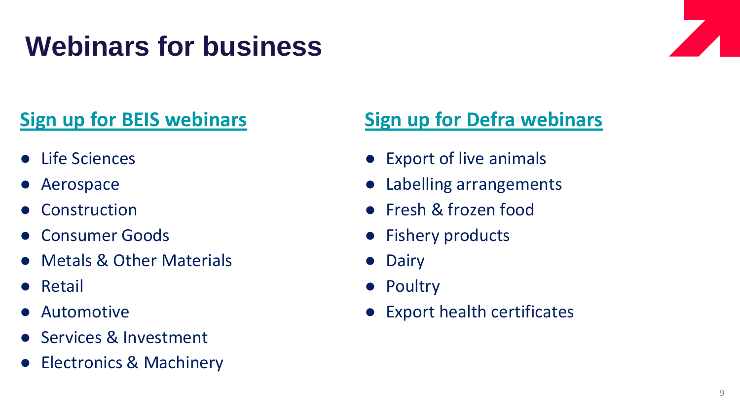# Webinars for business

## Sign up for BEIS webinars

- Life Sciences
- Aerospace
- Construction
- Consumer Goods
- Metals & Other Materials
- Retail
- Automotive
- Services & Investment
- Electronics & Machinery

## Sign up for Defra webinars

- Export of live animals
- Labelling arrangements
- Fresh & frozen food
- Fishery products
- Dairy
- Poultry
- Export health certificates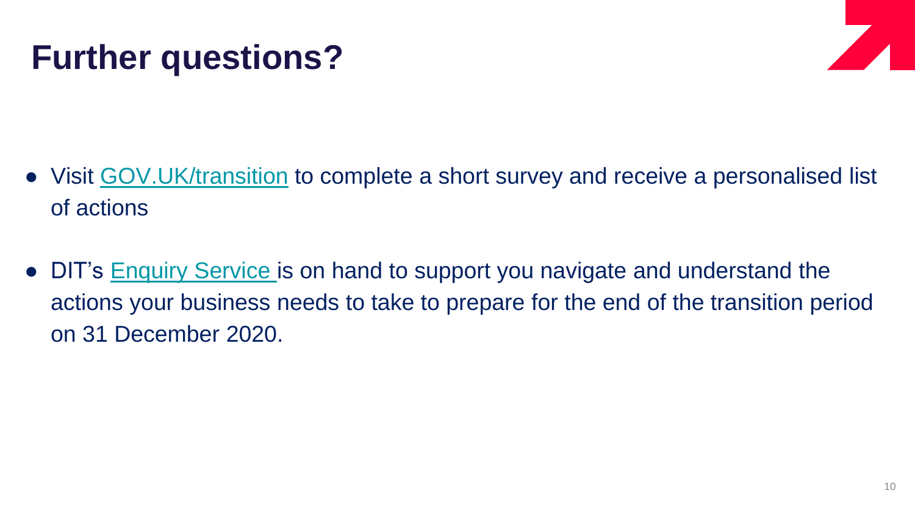# Further questions?

- Visit GOV.UK/transition to complete a short survey and receive a personalised list of actions
- DIT's Enquiry Service is on hand to support you navigate and understand the actions your business needs to take to prepare for the end of the transition period on 31 December 2020.